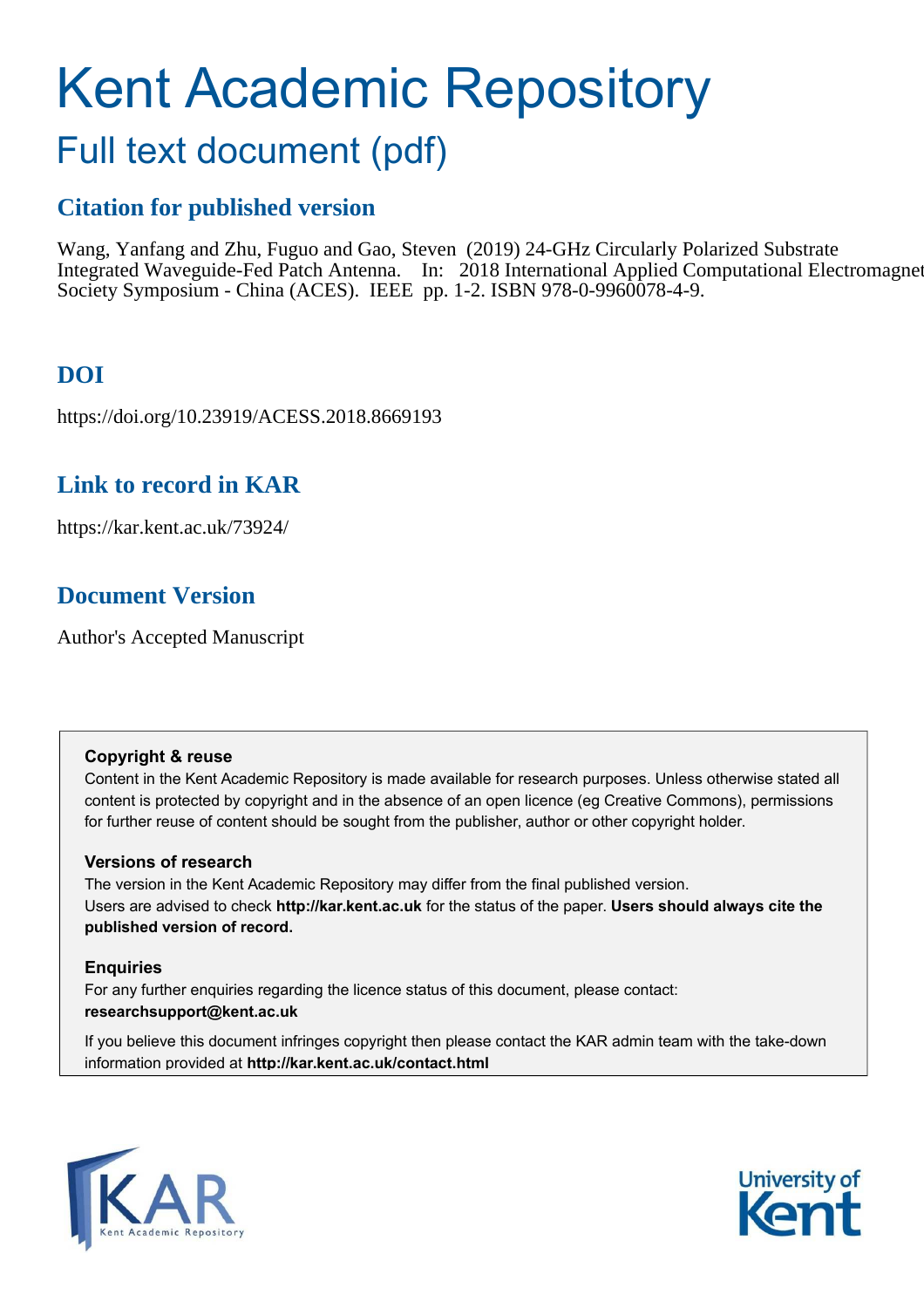# Kent Academic Repository

## Full text document (pdf)

### Citation for published version

Wang, Yanfang and Zhu, Fuguo and Gao, Steven (2019) 24-GHz Circularly Polarized Substrate Integrated Waveguide-Fed Patch Antenna. In: 2018 International Applied Computational Electromagnetics Society Symposium - China (ACES). IEEE pp. 1-2. ISBN 978-0-9960078-4-9.

### DOI

https://doi.org/10.23919/ACESS.2018.8669193

### Link to record in KAR

https://kar.kent.ac.uk/73924/

### Document Version

Author's Accepted Manuscript

**Copyright & reuse**

Content in the Kent Academic Repository is made available for research purposes. Unless otherwise stated all content is protected by copyright and in the absence of an open licence (eg Creative Commons), permissions for further reuse of content should be sought from the publisher, author or other copyright holder.

**Versions of research**

The version in the Kent Academic Repository may differ from the final published version. Users are advised to check **http://kar.kent.ac.uk** for the status of the paper. **Users should always cite the published version of record.**

**Enquiries**

For any further enquiries regarding the licence status of this document, please contact: **researchsupport@kent.ac.uk**

If you believe this document infringes copyright then please contact the KAR admin team with the take-down information provided at **http://kar.kent.ac.uk/contact.html**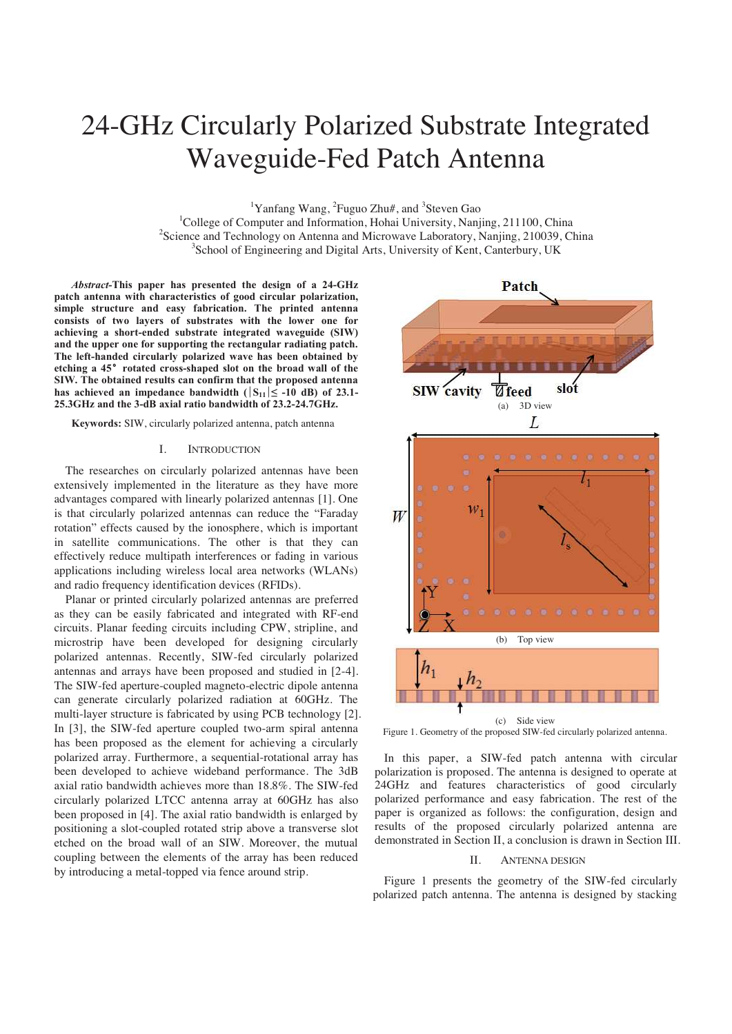# 24-GHz Circularly Polarized Substrate Integrated Waveguide-Fed Patch Antenna

[1]Yanfang Wang, [2]Fuguo Zhu#, and [3]Steven Gao

[1]College of Computer and Information, Hohai University, Nanjing, 211100, China
[2]Science and Technology on Antenna and Microwave Laboratory, Nanjing, 210039, China
[3]School of Engineering and Digital Arts, University of Kent, Canterbury, UK

***Abstract*-This paper has presented the design of a 24-GHz patch antenna with characteristics of good circular polarization, simple structure and easy fabrication. The printed antenna consists of two layers of substrates with the lower one for achieving a short-ended substrate integrated waveguide (SIW) and the upper one for supporting the rectangular radiating patch. The left-handed circularly polarized wave has been obtained by etching a 45° rotated cross-shaped slot on the broad wall of the SIW. The obtained results can confirm that the proposed antenna has achieved an impedance bandwidth ($|S_{11}| \leq$ -10 dB) of 23.1-25.3GHz and the 3-dB axial ratio bandwidth of 23.2-24.7GHz.**

**Keywords:** SIW, circularly polarized antenna, patch antenna

## I. Introduction

The researches on circularly polarized antennas have been extensively implemented in the literature as they have more advantages compared with linearly polarized antennas [1]. One is that circularly polarized antennas can reduce the "Faraday rotation" effects caused by the ionosphere, which is important in satellite communications. The other is that they can effectively reduce multipath interferences or fading in various applications including wireless local area networks (WLANs) and radio frequency identification devices (RFIDs).

Planar or printed circularly polarized antennas are preferred as they can be easily fabricated and integrated with RF-end circuits. Planar feeding circuits including CPW, stripline, and microstrip have been developed for designing circularly polarized antennas. Recently, SIW-fed circularly polarized antennas and arrays have been proposed and studied in [2-4]. The SIW-fed aperture-coupled magneto-electric dipole antenna can generate circularly polarized radiation at 60GHz. The multi-layer structure is fabricated by using PCB technology [2]. In [3], the SIW-fed aperture coupled two-arm spiral antenna has been proposed as the element for achieving a circularly polarized array. Furthermore, a sequential-rotational array has been developed to achieve wideband performance. The 3dB axial ratio bandwidth achieves more than 18.8%. The SIW-fed circularly polarized LTCC antenna array at 60GHz has also been proposed in [4]. The axial ratio bandwidth is enlarged by positioning a slot-coupled rotated strip above a transverse slot etched on the broad wall of an SIW. Moreover, the mutual coupling between the elements of the array has been reduced by introducing a metal-topped via fence around strip.

Patch

SIW cavity feed slot

(a) 3D view

$L$ $l_1$ $W$ $w_1$ $l_s$ Y Z X

(b) Top view

$h_1$ $h_2$

(c) Side view

Figure 1. Geometry of the proposed SIW-fed circularly polarized antenna.

In this paper, a SIW-fed patch antenna with circular polarization is proposed. The antenna is designed to operate at 24GHz and features characteristics of good circularly polarized performance and easy fabrication. The rest of the paper is organized as follows: the configuration, design and results of the proposed circularly polarized antenna are demonstrated in Section II, a conclusion is drawn in Section III.

## II. Antenna Design

Figure 1 presents the geometry of the SIW-fed circularly polarized patch antenna. The antenna is designed by stacking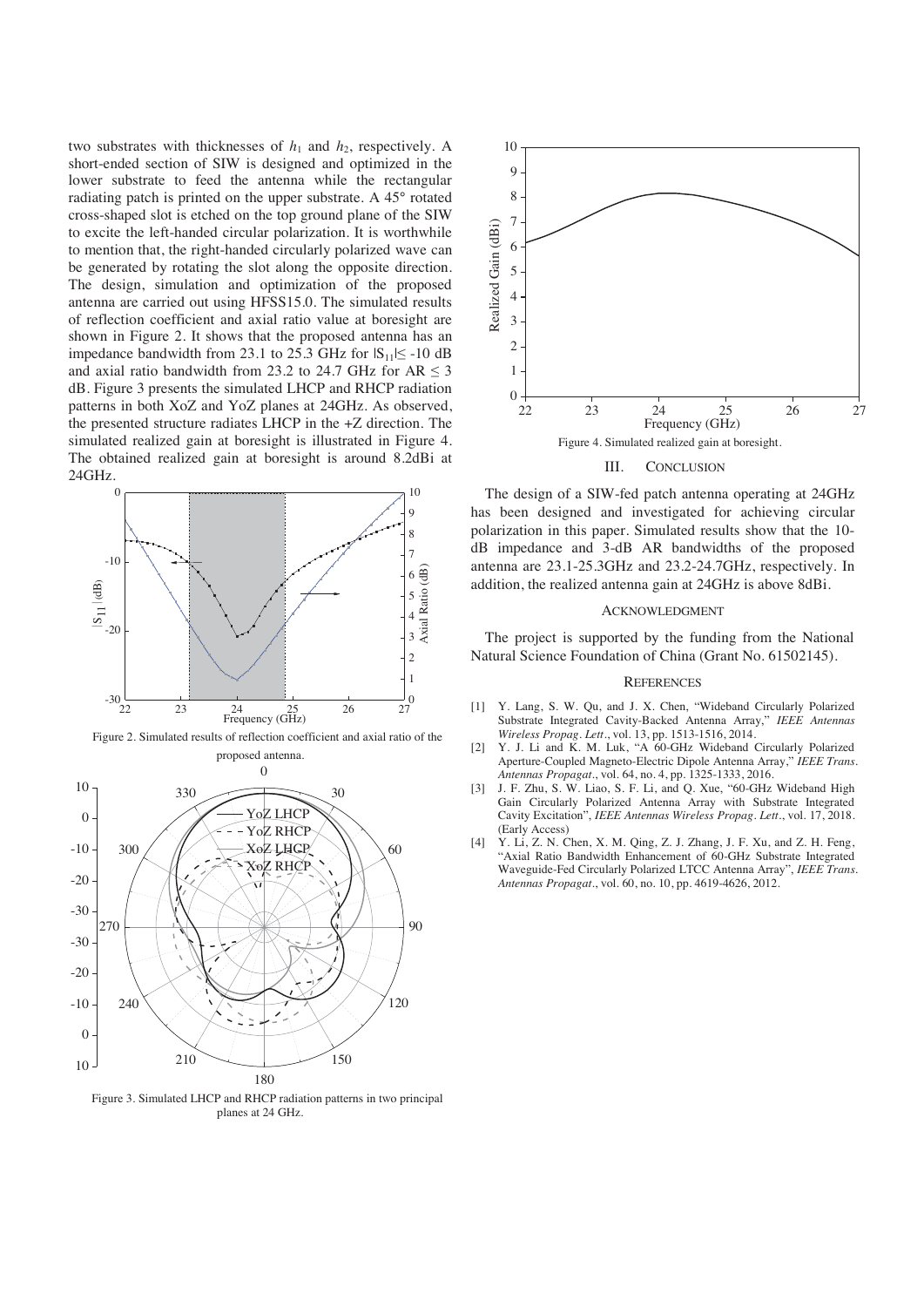two substrates with thicknesses of $h_1$ and $h_2$, respectively. A short-ended section of SIW is designed and optimized in the lower substrate to feed the antenna while the rectangular radiating patch is printed on the upper substrate. A 45° rotated cross-shaped slot is etched on the top ground plane of the SIW to excite the left-handed circular polarization. It is worthwhile to mention that, the right-handed circularly polarized wave can be generated by rotating the slot along the opposite direction. The design, simulation and optimization of the proposed antenna are carried out using HFSS15.0. The simulated results of reflection coefficient and axial ratio value at boresight are shown in Figure 2. It shows that the proposed antenna has an impedance bandwidth from 23.1 to 25.3 GHz for $|S_{11}| \leq -10$ dB and axial ratio bandwidth from 23.2 to 24.7 GHz for AR $\leq 3$ dB. Figure 3 presents the simulated LHCP and RHCP radiation patterns in both XoZ and YoZ planes at 24GHz. As observed, the presented structure radiates LHCP in the +Z direction. The simulated realized gain at boresight is illustrated in Figure 4. The obtained realized gain at boresight is around 8.2dBi at 24GHz.

|S11| (dB)
Axial Ratio (dB)
Frequency (GHz)

Figure 2. Simulated results of reflection coefficient and axial ratio of the proposed antenna.

YoZ LHCP
YoZ RHCP
XoZ LHCP
XoZ RHCP

Figure 3. Simulated LHCP and RHCP radiation patterns in two principal planes at 24 GHz.

Realized Gain (dBi)
Frequency (GHz)

Figure 4. Simulated realized gain at boresight.

## III. CONCLUSION

The design of a SIW-fed patch antenna operating at 24GHz has been designed and investigated for achieving circular polarization in this paper. Simulated results show that the 10-dB impedance and 3-dB AR bandwidths of the proposed antenna are 23.1-25.3GHz and 23.2-24.7GHz, respectively. In addition, the realized antenna gain at 24GHz is above 8dBi.

## ACKNOWLEDGMENT

The project is supported by the funding from the National Natural Science Foundation of China (Grant No. 61502145).

## REFERENCES

[1] Y. Lang, S. W. Qu, and J. X. Chen, "Wideband Circularly Polarized Substrate Integrated Cavity-Backed Antenna Array," *IEEE Antennas Wireless Propag. Lett.*, vol. 13, pp. 1513-1516, 2014.

[2] Y. J. Li and K. M. Luk, "A 60-GHz Wideband Circularly Polarized Aperture-Coupled Magneto-Electric Dipole Antenna Array," *IEEE Trans. Antennas Propagat.*, vol. 64, no. 4, pp. 1325-1333, 2016.

[3] J. F. Zhu, S. W. Liao, S. F. Li, and Q. Xue, "60-GHz Wideband High Gain Circularly Polarized Antenna Array with Substrate Integrated Cavity Excitation", *IEEE Antennas Wireless Propag. Lett.*, vol. 17, 2018. (Early Access)

[4] Y. Li, Z. N. Chen, X. M. Qing, Z. J. Zhang, J. F. Xu, and Z. H. Feng, "Axial Ratio Bandwidth Enhancement of 60-GHz Substrate Integrated Waveguide-Fed Circularly Polarized LTCC Antenna Array", *IEEE Trans. Antennas Propagat.*, vol. 60, no. 10, pp. 4619-4626, 2012.